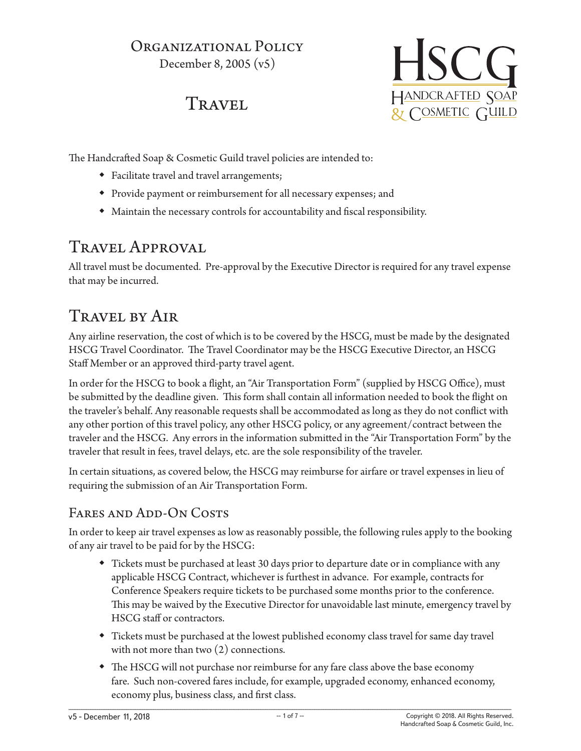Organizational Policy
December 8, 2005 (v5)

# Travel

HSCG
Handcrafted Soap & Cosmetic Guild

The Handcrafted Soap & Cosmetic Guild travel policies are intended to:

- Facilitate travel and travel arrangements;
- Provide payment or reimbursement for all necessary expenses; and
- Maintain the necessary controls for accountability and fiscal responsibility.

## Travel Approval

All travel must be documented. Pre-approval by the Executive Director is required for any travel expense that may be incurred.

## Travel by Air

Any airline reservation, the cost of which is to be covered by the HSCG, must be made by the designated HSCG Travel Coordinator. The Travel Coordinator may be the HSCG Executive Director, an HSCG Staff Member or an approved third-party travel agent.

In order for the HSCG to book a flight, an "Air Transportation Form" (supplied by HSCG Office), must be submitted by the deadline given. This form shall contain all information needed to book the flight on the traveler's behalf. Any reasonable requests shall be accommodated as long as they do not conflict with any other portion of this travel policy, any other HSCG policy, or any agreement/contract between the traveler and the HSCG. Any errors in the information submitted in the "Air Transportation Form" by the traveler that result in fees, travel delays, etc. are the sole responsibility of the traveler.

In certain situations, as covered below, the HSCG may reimburse for airfare or travel expenses in lieu of requiring the submission of an Air Transportation Form.

### Fares and Add-On Costs

In order to keep air travel expenses as low as reasonably possible, the following rules apply to the booking of any air travel to be paid for by the HSCG:

- Tickets must be purchased at least 30 days prior to departure date or in compliance with any applicable HSCG Contract, whichever is furthest in advance. For example, contracts for Conference Speakers require tickets to be purchased some months prior to the conference. This may be waived by the Executive Director for unavoidable last minute, emergency travel by HSCG staff or contractors.
- Tickets must be purchased at the lowest published economy class travel for same day travel with not more than two (2) connections.
- The HSCG will not purchase nor reimburse for any fare class above the base economy fare. Such non-covered fares include, for example, upgraded economy, enhanced economy, economy plus, business class, and first class.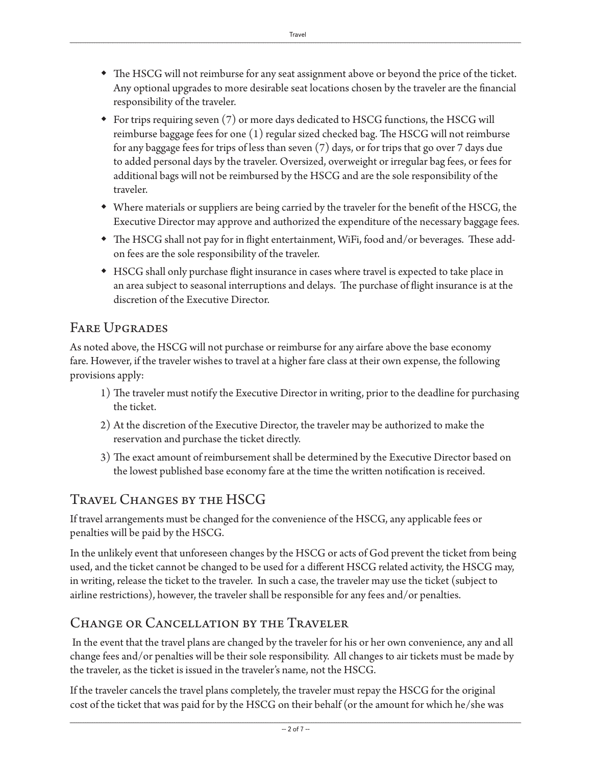- The HSCG will not reimburse for any seat assignment above or beyond the price of the ticket. Any optional upgrades to more desirable seat locations chosen by the traveler are the financial responsibility of the traveler.
- For trips requiring seven (7) or more days dedicated to HSCG functions, the HSCG will reimburse baggage fees for one (1) regular sized checked bag. The HSCG will not reimburse for any baggage fees for trips of less than seven (7) days, or for trips that go over 7 days due to added personal days by the traveler. Oversized, overweight or irregular bag fees, or fees for additional bags will not be reimbursed by the HSCG and are the sole responsibility of the traveler.
- Where materials or suppliers are being carried by the traveler for the benefit of the HSCG, the Executive Director may approve and authorized the expenditure of the necessary baggage fees.
- The HSCG shall not pay for in flight entertainment, WiFi, food and/or beverages. These add-on fees are the sole responsibility of the traveler.
- HSCG shall only purchase flight insurance in cases where travel is expected to take place in an area subject to seasonal interruptions and delays. The purchase of flight insurance is at the discretion of the Executive Director.

## Fare Upgrades

As noted above, the HSCG will not purchase or reimburse for any airfare above the base economy fare. However, if the traveler wishes to travel at a higher fare class at their own expense, the following provisions apply:

1) The traveler must notify the Executive Director in writing, prior to the deadline for purchasing the ticket.
2) At the discretion of the Executive Director, the traveler may be authorized to make the reservation and purchase the ticket directly.
3) The exact amount of reimbursement shall be determined by the Executive Director based on the lowest published base economy fare at the time the written notification is received.

## Travel Changes by the HSCG

If travel arrangements must be changed for the convenience of the HSCG, any applicable fees or penalties will be paid by the HSCG.

In the unlikely event that unforeseen changes by the HSCG or acts of God prevent the ticket from being used, and the ticket cannot be changed to be used for a different HSCG related activity, the HSCG may, in writing, release the ticket to the traveler. In such a case, the traveler may use the ticket (subject to airline restrictions), however, the traveler shall be responsible for any fees and/or penalties.

## Change or Cancellation by the Traveler

In the event that the travel plans are changed by the traveler for his or her own convenience, any and all change fees and/or penalties will be their sole responsibility. All changes to air tickets must be made by the traveler, as the ticket is issued in the traveler's name, not the HSCG.

If the traveler cancels the travel plans completely, the traveler must repay the HSCG for the original cost of the ticket that was paid for by the HSCG on their behalf (or the amount for which he/she was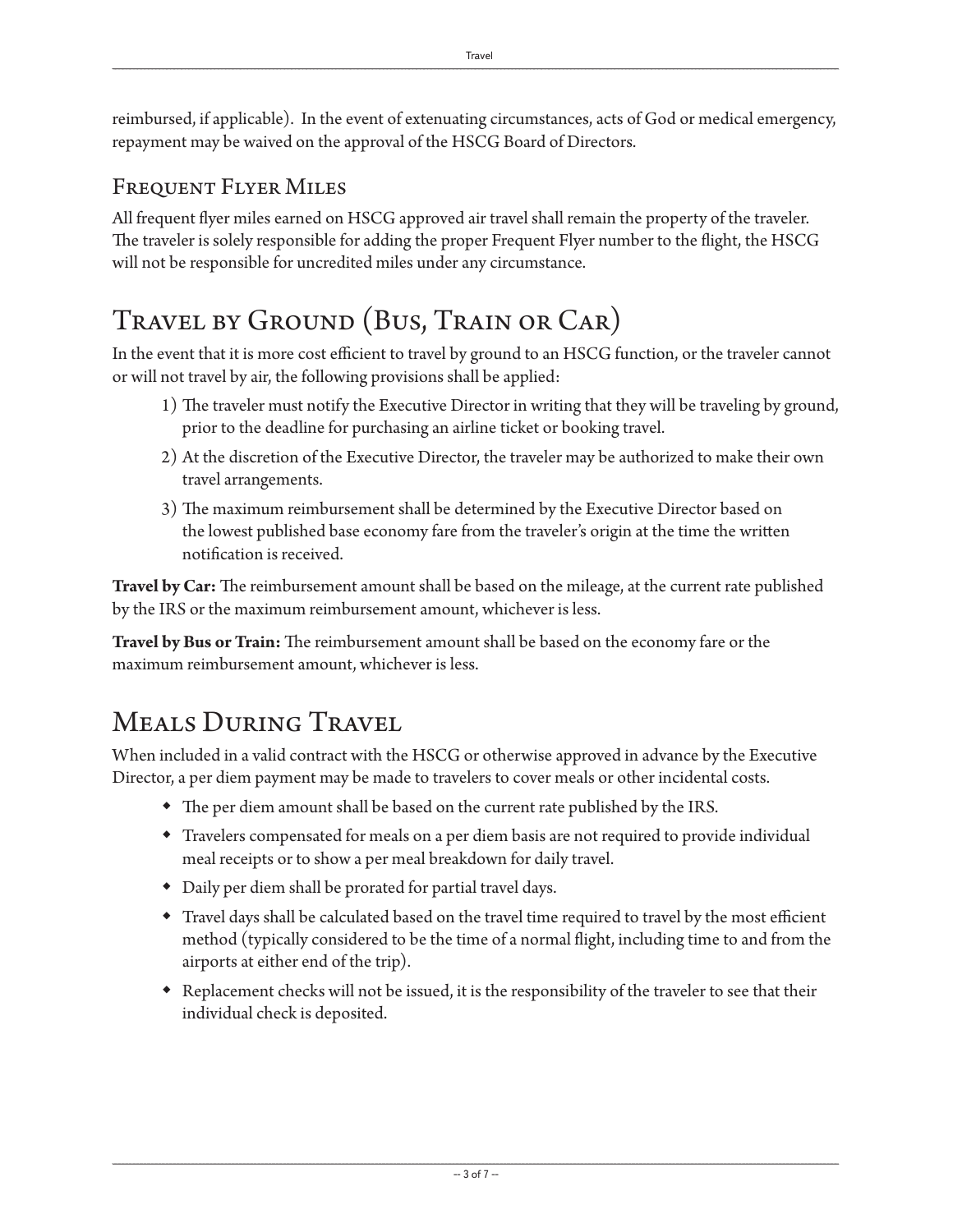reimbursed, if applicable). In the event of extenuating circumstances, acts of God or medical emergency, repayment may be waived on the approval of the HSCG Board of Directors.

### Frequent Flyer Miles

All frequent flyer miles earned on HSCG approved air travel shall remain the property of the traveler. The traveler is solely responsible for adding the proper Frequent Flyer number to the flight, the HSCG will not be responsible for uncredited miles under any circumstance.

## Travel by Ground (Bus, Train or Car)

In the event that it is more cost efficient to travel by ground to an HSCG function, or the traveler cannot or will not travel by air, the following provisions shall be applied:

1) The traveler must notify the Executive Director in writing that they will be traveling by ground, prior to the deadline for purchasing an airline ticket or booking travel.
2) At the discretion of the Executive Director, the traveler may be authorized to make their own travel arrangements.
3) The maximum reimbursement shall be determined by the Executive Director based on the lowest published base economy fare from the traveler's origin at the time the written notification is received.

**Travel by Car:** The reimbursement amount shall be based on the mileage, at the current rate published by the IRS or the maximum reimbursement amount, whichever is less.

**Travel by Bus or Train:** The reimbursement amount shall be based on the economy fare or the maximum reimbursement amount, whichever is less.

## Meals During Travel

When included in a valid contract with the HSCG or otherwise approved in advance by the Executive Director, a per diem payment may be made to travelers to cover meals or other incidental costs.

- The per diem amount shall be based on the current rate published by the IRS.
- Travelers compensated for meals on a per diem basis are not required to provide individual meal receipts or to show a per meal breakdown for daily travel.
- Daily per diem shall be prorated for partial travel days.
- Travel days shall be calculated based on the travel time required to travel by the most efficient method (typically considered to be the time of a normal flight, including time to and from the airports at either end of the trip).
- Replacement checks will not be issued, it is the responsibility of the traveler to see that their individual check is deposited.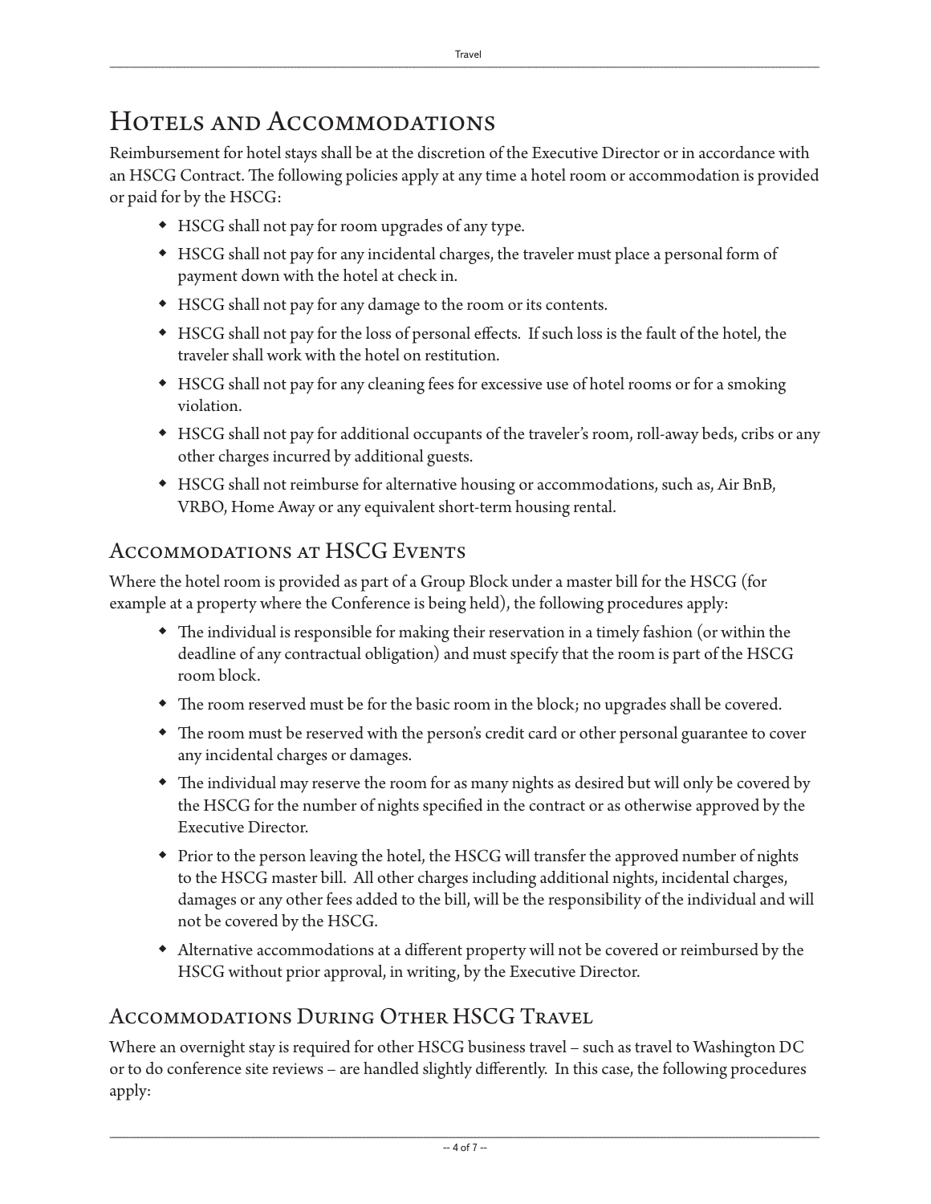# Hotels and Accommodations

Reimbursement for hotel stays shall be at the discretion of the Executive Director or in accordance with an HSCG Contract. The following policies apply at any time a hotel room or accommodation is provided or paid for by the HSCG:

- HSCG shall not pay for room upgrades of any type.
- HSCG shall not pay for any incidental charges, the traveler must place a personal form of payment down with the hotel at check in.
- HSCG shall not pay for any damage to the room or its contents.
- HSCG shall not pay for the loss of personal effects. If such loss is the fault of the hotel, the traveler shall work with the hotel on restitution.
- HSCG shall not pay for any cleaning fees for excessive use of hotel rooms or for a smoking violation.
- HSCG shall not pay for additional occupants of the traveler's room, roll-away beds, cribs or any other charges incurred by additional guests.
- HSCG shall not reimburse for alternative housing or accommodations, such as, Air BnB, VRBO, Home Away or any equivalent short-term housing rental.

## Accommodations at HSCG Events

Where the hotel room is provided as part of a Group Block under a master bill for the HSCG (for example at a property where the Conference is being held), the following procedures apply:

- The individual is responsible for making their reservation in a timely fashion (or within the deadline of any contractual obligation) and must specify that the room is part of the HSCG room block.
- The room reserved must be for the basic room in the block; no upgrades shall be covered.
- The room must be reserved with the person's credit card or other personal guarantee to cover any incidental charges or damages.
- The individual may reserve the room for as many nights as desired but will only be covered by the HSCG for the number of nights specified in the contract or as otherwise approved by the Executive Director.
- Prior to the person leaving the hotel, the HSCG will transfer the approved number of nights to the HSCG master bill. All other charges including additional nights, incidental charges, damages or any other fees added to the bill, will be the responsibility of the individual and will not be covered by the HSCG.
- Alternative accommodations at a different property will not be covered or reimbursed by the HSCG without prior approval, in writing, by the Executive Director.

## Accommodations During Other HSCG Travel

Where an overnight stay is required for other HSCG business travel – such as travel to Washington DC or to do conference site reviews – are handled slightly differently. In this case, the following procedures apply: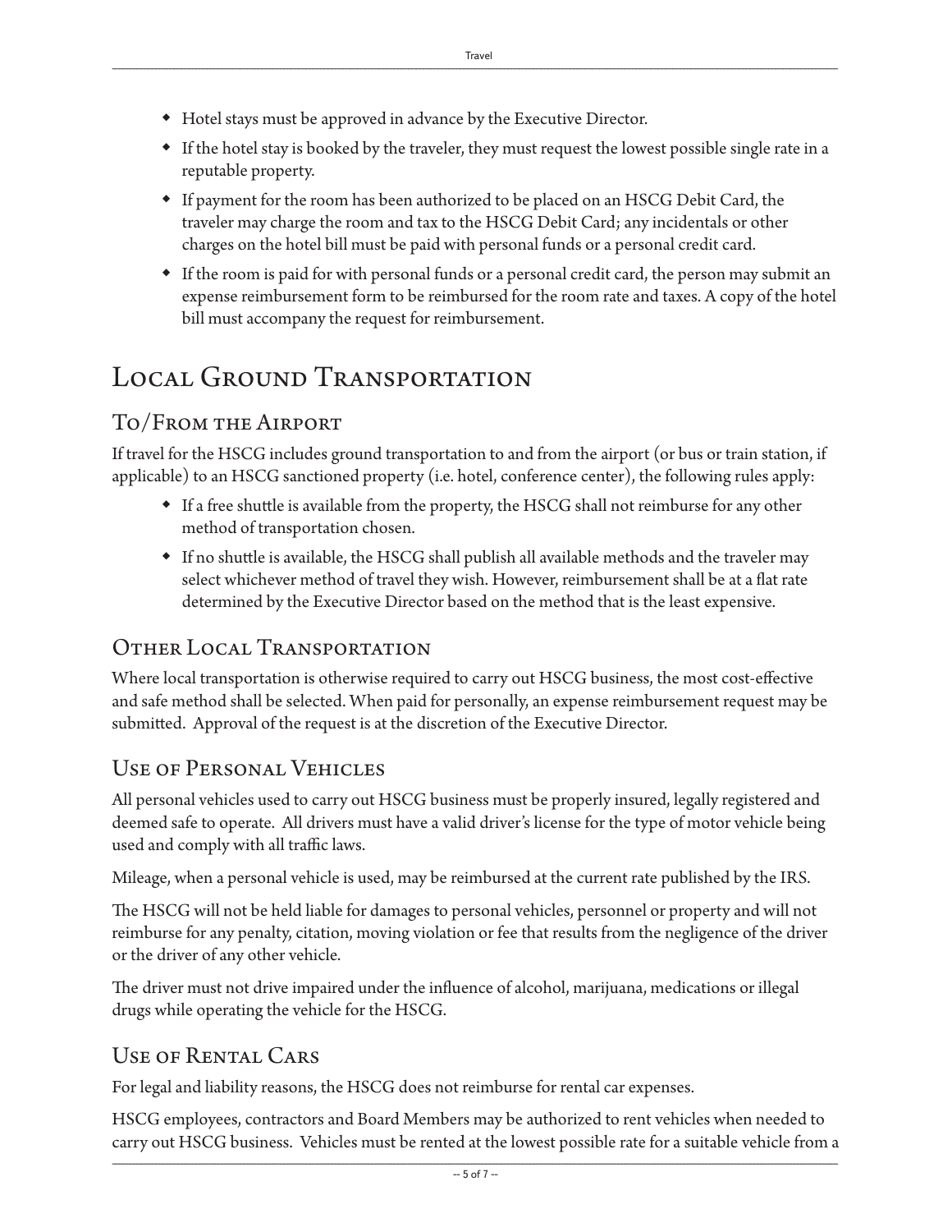- Hotel stays must be approved in advance by the Executive Director.
- If the hotel stay is booked by the traveler, they must request the lowest possible single rate in a reputable property.
- If payment for the room has been authorized to be placed on an HSCG Debit Card, the traveler may charge the room and tax to the HSCG Debit Card; any incidentals or other charges on the hotel bill must be paid with personal funds or a personal credit card.
- If the room is paid for with personal funds or a personal credit card, the person may submit an expense reimbursement form to be reimbursed for the room rate and taxes. A copy of the hotel bill must accompany the request for reimbursement.

# Local Ground Transportation

## To/From the Airport

If travel for the HSCG includes ground transportation to and from the airport (or bus or train station, if applicable) to an HSCG sanctioned property (i.e. hotel, conference center), the following rules apply:

- If a free shuttle is available from the property, the HSCG shall not reimburse for any other method of transportation chosen.
- If no shuttle is available, the HSCG shall publish all available methods and the traveler may select whichever method of travel they wish. However, reimbursement shall be at a flat rate determined by the Executive Director based on the method that is the least expensive.

## Other Local Transportation

Where local transportation is otherwise required to carry out HSCG business, the most cost-effective and safe method shall be selected. When paid for personally, an expense reimbursement request may be submitted. Approval of the request is at the discretion of the Executive Director.

## Use of Personal Vehicles

All personal vehicles used to carry out HSCG business must be properly insured, legally registered and deemed safe to operate. All drivers must have a valid driver's license for the type of motor vehicle being used and comply with all traffic laws.

Mileage, when a personal vehicle is used, may be reimbursed at the current rate published by the IRS.

The HSCG will not be held liable for damages to personal vehicles, personnel or property and will not reimburse for any penalty, citation, moving violation or fee that results from the negligence of the driver or the driver of any other vehicle.

The driver must not drive impaired under the influence of alcohol, marijuana, medications or illegal drugs while operating the vehicle for the HSCG.

## Use of Rental Cars

For legal and liability reasons, the HSCG does not reimburse for rental car expenses.

HSCG employees, contractors and Board Members may be authorized to rent vehicles when needed to carry out HSCG business. Vehicles must be rented at the lowest possible rate for a suitable vehicle from a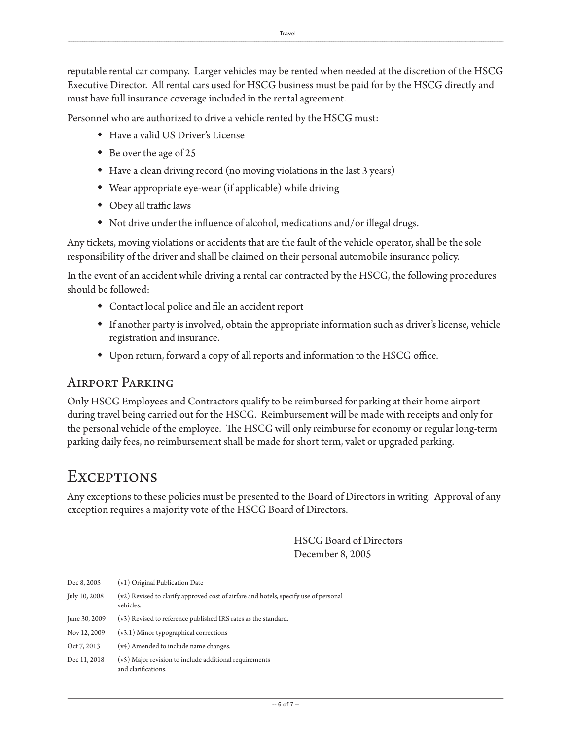reputable rental car company. Larger vehicles may be rented when needed at the discretion of the HSCG Executive Director. All rental cars used for HSCG business must be paid for by the HSCG directly and must have full insurance coverage included in the rental agreement.

Personnel who are authorized to drive a vehicle rented by the HSCG must:

- Have a valid US Driver's License
- Be over the age of 25
- Have a clean driving record (no moving violations in the last 3 years)
- Wear appropriate eye-wear (if applicable) while driving
- Obey all traffic laws
- Not drive under the influence of alcohol, medications and/or illegal drugs.

Any tickets, moving violations or accidents that are the fault of the vehicle operator, shall be the sole responsibility of the driver and shall be claimed on their personal automobile insurance policy.

In the event of an accident while driving a rental car contracted by the HSCG, the following procedures should be followed:

- Contact local police and file an accident report
- If another party is involved, obtain the appropriate information such as driver's license, vehicle registration and insurance.
- Upon return, forward a copy of all reports and information to the HSCG office.

### Airport Parking

Only HSCG Employees and Contractors qualify to be reimbursed for parking at their home airport during travel being carried out for the HSCG. Reimbursement will be made with receipts and only for the personal vehicle of the employee. The HSCG will only reimburse for economy or regular long-term parking daily fees, no reimbursement shall be made for short term, valet or upgraded parking.

## Exceptions

Any exceptions to these policies must be presented to the Board of Directors in writing. Approval of any exception requires a majority vote of the HSCG Board of Directors.

HSCG Board of Directors
December 8, 2005

| | |
|---|---|
| Dec 8, 2005 | (v1) Original Publication Date |
| July 10, 2008 | (v2) Revised to clarify approved cost of airfare and hotels, specify use of personal vehicles. |
| June 30, 2009 | (v3) Revised to reference published IRS rates as the standard. |
| Nov 12, 2009 | (v3.1) Minor typographical corrections |
| Oct 7, 2013 | (v4) Amended to include name changes. |
| Dec 11, 2018 | (v5) Major revision to include additional requirements and clarifications. |